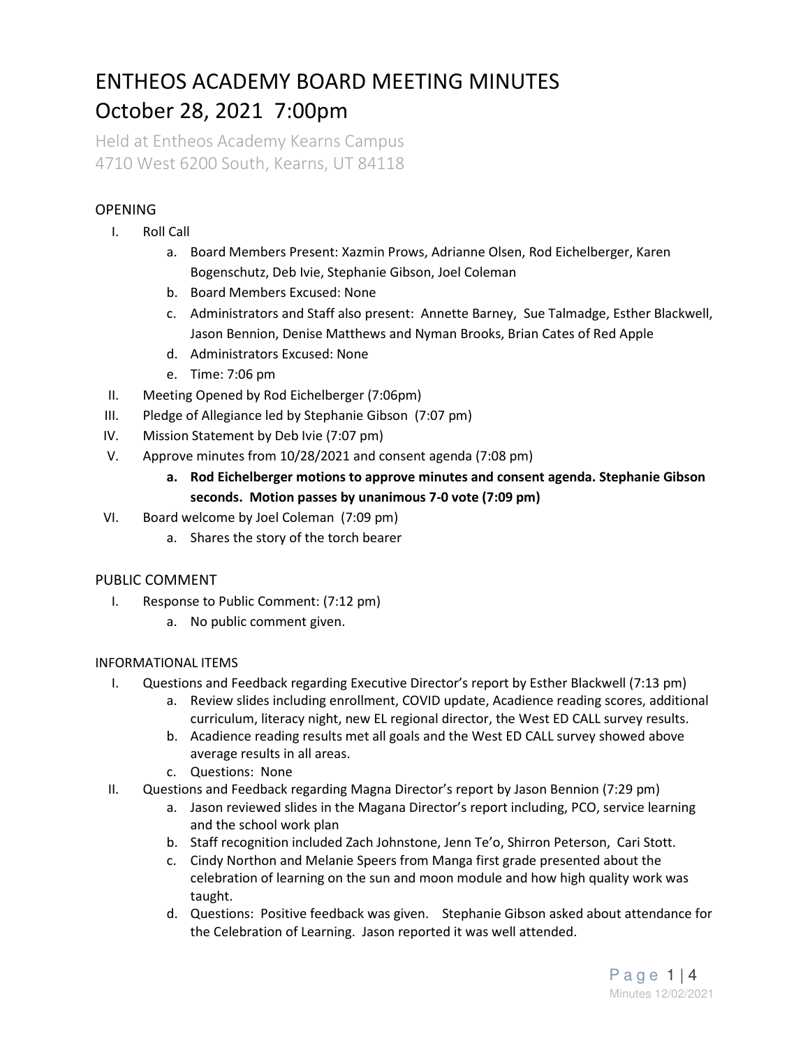# ENTHEOS ACADEMY BOARD MEETING MINUTES
# October 28, 2021 7:00pm

Held at Entheos Academy Kearns Campus
4710 West 6200 South, Kearns, UT 84118

## OPENING

I. Roll Call
   a. Board Members Present: Xazmin Prows, Adrianne Olsen, Rod Eichelberger, Karen Bogenschutz, Deb Ivie, Stephanie Gibson, Joel Coleman
   b. Board Members Excused: None
   c. Administrators and Staff also present: Annette Barney, Sue Talmadge, Esther Blackwell, Jason Bennion, Denise Matthews and Nyman Brooks, Brian Cates of Red Apple
   d. Administrators Excused: None
   e. Time: 7:06 pm

II. Meeting Opened by Rod Eichelberger (7:06pm)

III. Pledge of Allegiance led by Stephanie Gibson (7:07 pm)

IV. Mission Statement by Deb Ivie (7:07 pm)

V. Approve minutes from 10/28/2021 and consent agenda (7:08 pm)
   a. **Rod Eichelberger motions to approve minutes and consent agenda. Stephanie Gibson seconds. Motion passes by unanimous 7-0 vote (7:09 pm)**

VI. Board welcome by Joel Coleman (7:09 pm)
   a. Shares the story of the torch bearer

## PUBLIC COMMENT

I. Response to Public Comment: (7:12 pm)
   a. No public comment given.

## INFORMATIONAL ITEMS

I. Questions and Feedback regarding Executive Director's report by Esther Blackwell (7:13 pm)
   a. Review slides including enrollment, COVID update, Acadience reading scores, additional curriculum, literacy night, new EL regional director, the West ED CALL survey results.
   b. Acadience reading results met all goals and the West ED CALL survey showed above average results in all areas.
   c. Questions: None

II. Questions and Feedback regarding Magna Director's report by Jason Bennion (7:29 pm)
   a. Jason reviewed slides in the Magana Director's report including, PCO, service learning and the school work plan
   b. Staff recognition included Zach Johnstone, Jenn Te'o, Shirron Peterson, Cari Stott.
   c. Cindy Northon and Melanie Speers from Manga first grade presented about the celebration of learning on the sun and moon module and how high quality work was taught.
   d. Questions: Positive feedback was given. Stephanie Gibson asked about attendance for the Celebration of Learning. Jason reported it was well attended.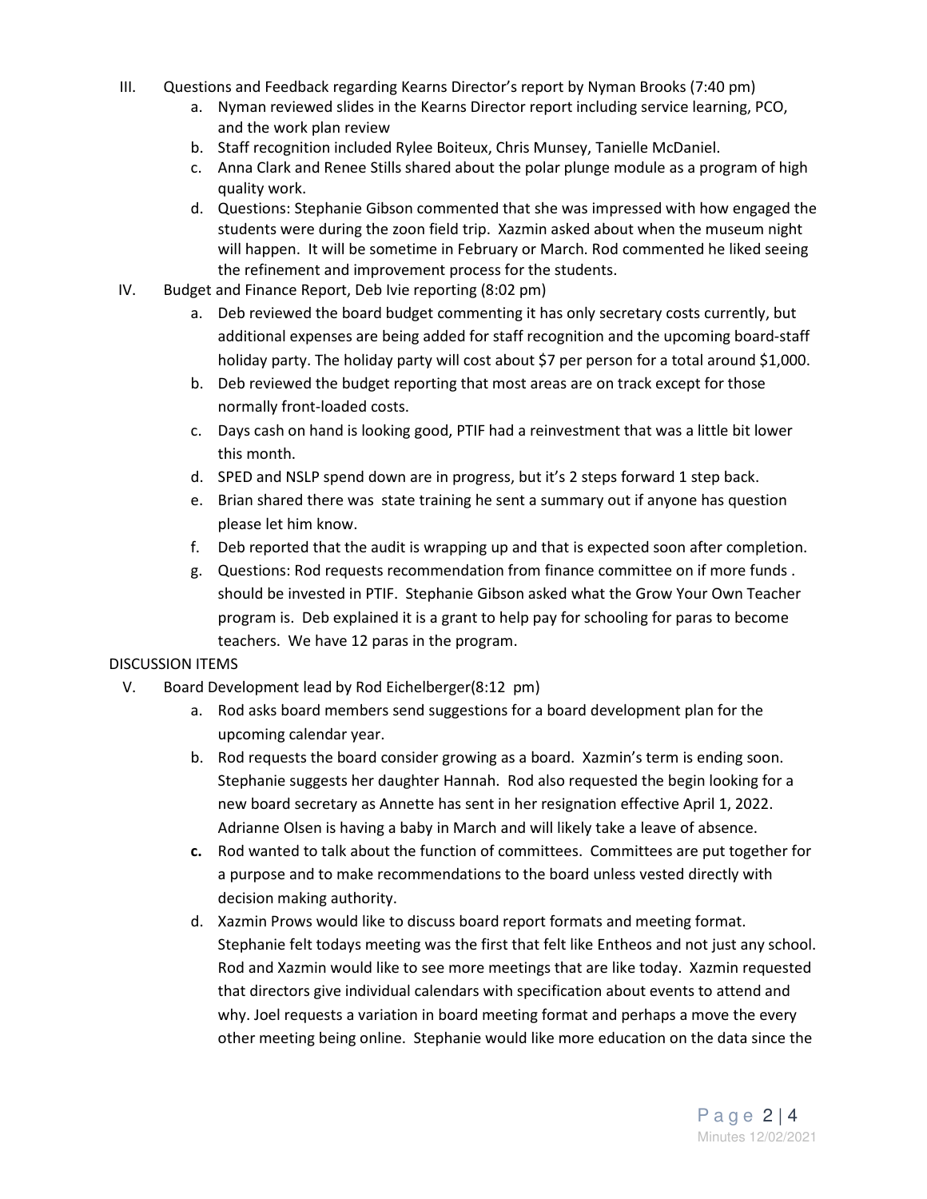III. Questions and Feedback regarding Kearns Director's report by Nyman Brooks (7:40 pm)

   a. Nyman reviewed slides in the Kearns Director report including service learning, PCO, and the work plan review
   b. Staff recognition included Rylee Boiteux, Chris Munsey, Tanielle McDaniel.
   c. Anna Clark and Renee Stills shared about the polar plunge module as a program of high quality work.
   d. Questions: Stephanie Gibson commented that she was impressed with how engaged the students were during the zoon field trip. Xazmin asked about when the museum night will happen. It will be sometime in February or March. Rod commented he liked seeing the refinement and improvement process for the students.

IV. Budget and Finance Report, Deb Ivie reporting (8:02 pm)

   a. Deb reviewed the board budget commenting it has only secretary costs currently, but additional expenses are being added for staff recognition and the upcoming board-staff holiday party. The holiday party will cost about $7 per person for a total around $1,000.
   b. Deb reviewed the budget reporting that most areas are on track except for those normally front-loaded costs.
   c. Days cash on hand is looking good, PTIF had a reinvestment that was a little bit lower this month.
   d. SPED and NSLP spend down are in progress, but it's 2 steps forward 1 step back.
   e. Brian shared there was state training he sent a summary out if anyone has question please let him know.
   f. Deb reported that the audit is wrapping up and that is expected soon after completion.
   g. Questions: Rod requests recommendation from finance committee on if more funds . should be invested in PTIF. Stephanie Gibson asked what the Grow Your Own Teacher program is. Deb explained it is a grant to help pay for schooling for paras to become teachers. We have 12 paras in the program.

DISCUSSION ITEMS

V. Board Development lead by Rod Eichelberger(8:12 pm)

   a. Rod asks board members send suggestions for a board development plan for the upcoming calendar year.
   b. Rod requests the board consider growing as a board. Xazmin's term is ending soon. Stephanie suggests her daughter Hannah. Rod also requested the begin looking for a new board secretary as Annette has sent in her resignation effective April 1, 2022. Adrianne Olsen is having a baby in March and will likely take a leave of absence.
   c. Rod wanted to talk about the function of committees. Committees are put together for a purpose and to make recommendations to the board unless vested directly with decision making authority.
   d. Xazmin Prows would like to discuss board report formats and meeting format. Stephanie felt todays meeting was the first that felt like Entheos and not just any school. Rod and Xazmin would like to see more meetings that are like today. Xazmin requested that directors give individual calendars with specification about events to attend and why. Joel requests a variation in board meeting format and perhaps a move the every other meeting being online. Stephanie would like more education on the data since the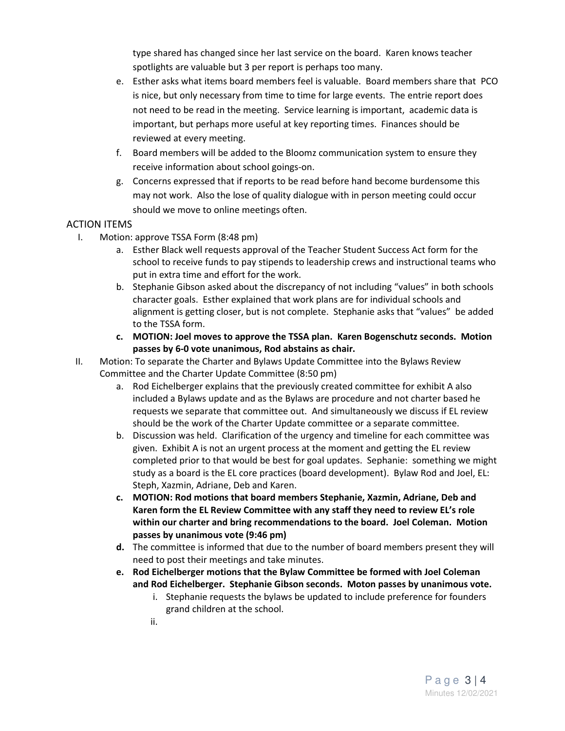type shared has changed since her last service on the board. Karen knows teacher spotlights are valuable but 3 per report is perhaps too many.

e. Esther asks what items board members feel is valuable. Board members share that PCO is nice, but only necessary from time to time for large events. The entrie report does not need to be read in the meeting. Service learning is important, academic data is important, but perhaps more useful at key reporting times. Finances should be reviewed at every meeting.

f. Board members will be added to the Bloomz communication system to ensure they receive information about school goings-on.

g. Concerns expressed that if reports to be read before hand become burdensome this may not work. Also the lose of quality dialogue with in person meeting could occur should we move to online meetings often.

## ACTION ITEMS

I. Motion: approve TSSA Form (8:48 pm)

   a. Esther Black well requests approval of the Teacher Student Success Act form for the school to receive funds to pay stipends to leadership crews and instructional teams who put in extra time and effort for the work.

   b. Stephanie Gibson asked about the discrepancy of not including "values" in both schools character goals. Esther explained that work plans are for individual schools and alignment is getting closer, but is not complete. Stephanie asks that "values" be added to the TSSA form.

   c. **MOTION: Joel moves to approve the TSSA plan. Karen Bogenschutz seconds. Motion passes by 6-0 vote unanimous, Rod abstains as chair.**

II. Motion: To separate the Charter and Bylaws Update Committee into the Bylaws Review Committee and the Charter Update Committee (8:50 pm)

   a. Rod Eichelberger explains that the previously created committee for exhibit A also included a Bylaws update and as the Bylaws are procedure and not charter based he requests we separate that committee out. And simultaneously we discuss if EL review should be the work of the Charter Update committee or a separate committee.

   b. Discussion was held. Clarification of the urgency and timeline for each committee was given. Exhibit A is not an urgent process at the moment and getting the EL review completed prior to that would be best for goal updates. Sephanie: something we might study as a board is the EL core practices (board development). Bylaw Rod and Joel, EL: Steph, Xazmin, Adriane, Deb and Karen.

   c. **MOTION: Rod motions that board members Stephanie, Xazmin, Adriane, Deb and Karen form the EL Review Committee with any staff they need to review EL's role within our charter and bring recommendations to the board. Joel Coleman. Motion passes by unanimous vote (9:46 pm)**

   **d.** The committee is informed that due to the number of board members present they will need to post their meetings and take minutes.

   **e. Rod Eichelberger motions that the Bylaw Committee be formed with Joel Coleman and Rod Eichelberger. Stephanie Gibson seconds. Moton passes by unanimous vote.**

      i. Stephanie requests the bylaws be updated to include preference for founders grand children at the school.

      ii.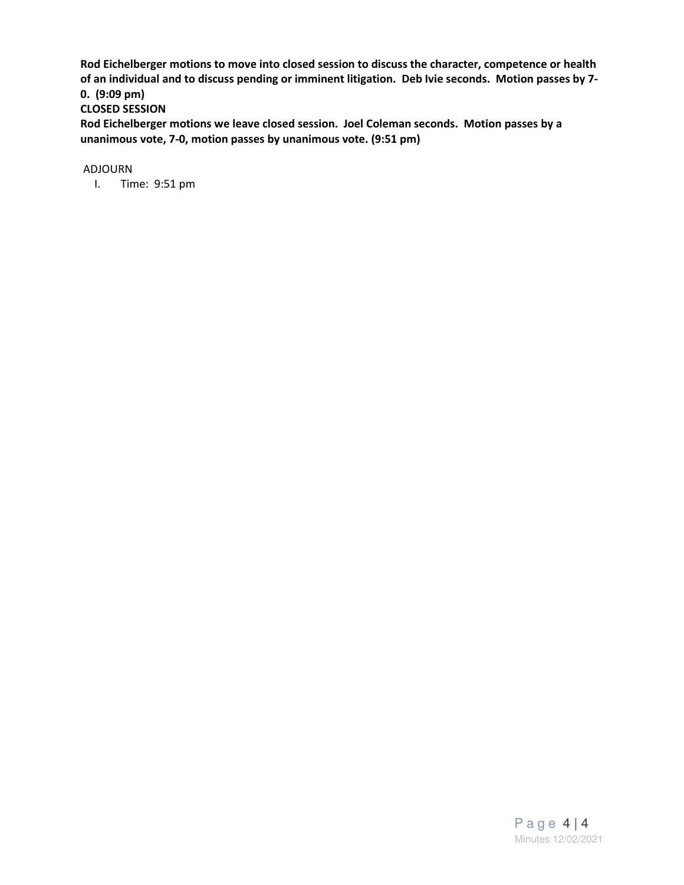**Rod Eichelberger motions to move into closed session to discuss the character, competence or health of an individual and to discuss pending or imminent litigation. Deb Ivie seconds. Motion passes by 7-0. (9:09 pm)**

**CLOSED SESSION**

**Rod Eichelberger motions we leave closed session. Joel Coleman seconds. Motion passes by a unanimous vote, 7-0, motion passes by unanimous vote. (9:51 pm)**

ADJOURN

I. Time: 9:51 pm